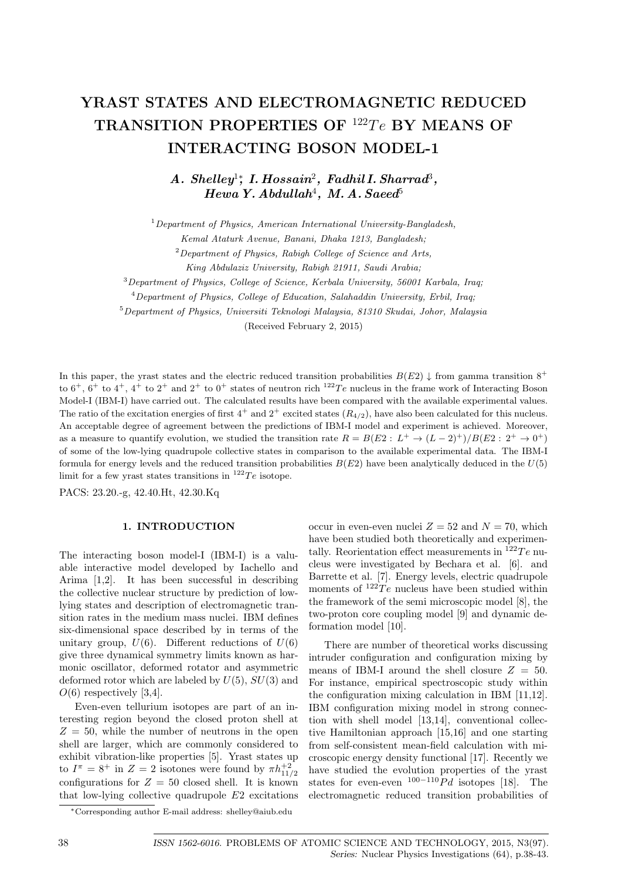# YRAST STATES AND ELECTROMAGNETIC REDUCED TRANSITION PROPERTIES OF $^{122}Te$ BY MEANS OF INTERACTING BOSON MODEL-1

***A. Shelley*** [1,*], ***I. Hossain*** [2], ***Fadhil I. Sharrad*** [3], ***Hewa Y. Abdullah*** [4], ***M. A. Saeed*** [5]

[1] *Department of Physics, American International University-Bangladesh, Kemal Ataturk Avenue, Banani, Dhaka 1213, Bangladesh;*

[2] *Department of Physics, Rabigh College of Science and Arts, King Abdulaziz University, Rabigh 21911, Saudi Arabia;*

[3] *Department of Physics, College of Science, Kerbala University, 56001 Karbala, Iraq;*

[4] *Department of Physics, College of Education, Salahaddin University, Erbil, Iraq;*

[5] *Department of Physics, Universiti Teknologi Malaysia, 81310 Skudai, Johor, Malaysia*

(Received February 2, 2015)

In this paper, the yrast states and the electric reduced transition probabilities $B(E2)\downarrow$ from gamma transition $8^+$ to $6^+$, $6^+$ to $4^+$, $4^+$ to $2^+$ and $2^+$ to $0^+$ states of neutron rich $^{122}Te$ nucleus in the frame work of Interacting Boson Model-I (IBM-I) have carried out. The calculated results have been compared with the available experimental values. The ratio of the excitation energies of first $4^+$ and $2^+$ excited states ($R_{4/2}$), have also been calculated for this nucleus. An acceptable degree of agreement between the predictions of IBM-I model and experiment is achieved. Moreover, as a measure to quantify evolution, we studied the transition rate $R = B(E2: L^+ \to (L-2)^+)/B(E2: 2^+ \to 0^+)$ of some of the low-lying quadrupole collective states in comparison to the available experimental data. The IBM-I formula for energy levels and the reduced transition probabilities $B(E2)$ have been analytically deduced in the $U(5)$ limit for a few yrast states transitions in $^{122}Te$ isotope.

PACS: 23.20.-g, 42.40.Ht, 42.30.Kq

## 1. INTRODUCTION

The interacting boson model-I (IBM-I) is a valuable interactive model developed by Iachello and Arima [1,2]. It has been successful in describing the collective nuclear structure by prediction of low-lying states and description of electromagnetic transition rates in the medium mass nuclei. IBM defines six-dimensional space described by in terms of the unitary group, $U(6)$. Different reductions of $U(6)$ give three dynamical symmetry limits known as harmonic oscillator, deformed rotator and asymmetric deformed rotor which are labeled by $U(5)$, $SU(3)$ and $O(6)$ respectively [3,4].

Even-even tellurium isotopes are part of an interesting region beyond the closed proton shell at $Z = 50$, while the number of neutrons in the open shell are larger, which are commonly considered to exhibit vibration-like properties [5]. Yrast states up to $I^\pi = 8^+$ in $Z = 2$ isotones were found by $\pi h^{+2}_{11/2}$ configurations for $Z = 50$ closed shell. It is known that low-lying collective quadrupole $E2$ excitations occur in even-even nuclei $Z = 52$ and $N = 70$, which have been studied both theoretically and experimentally. Reorientation effect measurements in $^{122}Te$ nucleus were investigated by Bechara et al. [6]. and Barrette et al. [7]. Energy levels, electric quadrupole moments of $^{122}Te$ nucleus have been studied within the framework of the semi microscopic model [8], the two-proton core coupling model [9] and dynamic deformation model [10].

There are number of theoretical works discussing intruder configuration and configuration mixing by means of IBM-I around the shell closure $Z = 50$. For instance, empirical spectroscopic study within the configuration mixing calculation in IBM [11,12]. IBM configuration mixing model in strong connection with shell model [13,14], conventional collective Hamiltonian approach [15,16] and one starting from self-consistent mean-field calculation with microscopic energy density functional [17]. Recently we have studied the evolution properties of the yrast states for even-even $^{100-110}Pd$ isotopes [18]. The electromagnetic reduced transition probabilities of

*Corresponding author E-mail address: shelley@aiub.edu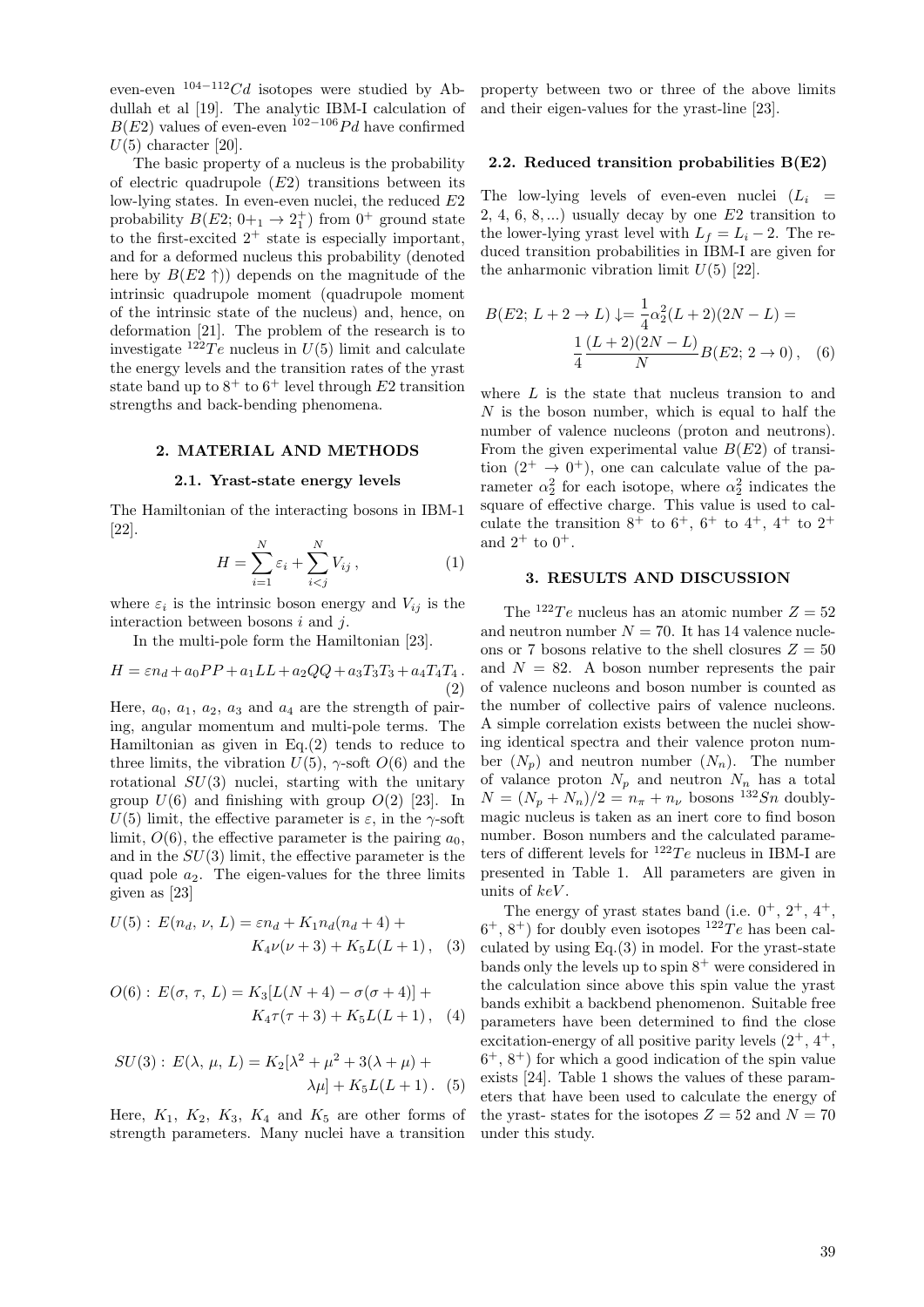even-even $^{104-112}Cd$ isotopes were studied by Abdullah et al [19]. The analytic IBM-I calculation of $B(E2)$ values of even-even $^{102-106}Pd$ have confirmed $U(5)$ character [20].

The basic property of a nucleus is the probability of electric quadrupole ($E2$) transitions between its low-lying states. In even-even nuclei, the reduced $E2$ probability $B(E2;\, 0+_1 \to 2^+_1)$ from $0^+$ ground state to the first-excited $2^+$ state is especially important, and for a deformed nucleus this probability (denoted here by $B(E2\uparrow)$) depends on the magnitude of the intrinsic quadrupole moment (quadrupole moment of the intrinsic state of the nucleus) and, hence, on deformation [21]. The problem of the research is to investigate $^{122}Te$ nucleus in $U(5)$ limit and calculate the energy levels and the transition rates of the yrast state band up to $8^+$ to $6^+$ level through $E2$ transition strengths and back-bending phenomena.

## 2. MATERIAL AND METHODS

### 2.1. Yrast-state energy levels

The Hamiltonian of the interacting bosons in IBM-1 [22].

$$H = \sum_{i=1}^{N} \varepsilon_i + \sum_{i<j}^{N} V_{ij}\,, \tag{1}$$

where $\varepsilon_i$ is the intrinsic boson energy and $V_{ij}$ is the interaction between bosons $i$ and $j$.

In the multi-pole form the Hamiltonian [23].

$$H = \varepsilon n_d + a_0 PP + a_1 LL + a_2 QQ + a_3 T_3 T_3 + a_4 T_4 T_4\,. \tag{2}$$

Here, $a_0$, $a_1$, $a_2$, $a_3$ and $a_4$ are the strength of pairing, angular momentum and multi-pole terms. The Hamiltonian as given in Eq.(2) tends to reduce to three limits, the vibration $U(5)$, $\gamma$-soft $O(6)$ and the rotational $SU(3)$ nuclei, starting with the unitary group $U(6)$ and finishing with group $O(2)$ [23]. In $U(5)$ limit, the effective parameter is $\varepsilon$, in the $\gamma$-soft limit, $O(6)$, the effective parameter is the pairing $a_0$, and in the $SU(3)$ limit, the effective parameter is the quad pole $a_2$. The eigen-values for the three limits given as [23]

$$U(5):\ E(n_d,\,\nu,\,L) = \varepsilon n_d + K_1 n_d(n_d+4) + K_4\nu(\nu+3) + K_5 L(L+1)\,, \tag{3}$$

$$O(6):\ E(\sigma,\,\tau,\,L) = K_3[L(N+4) - \sigma(\sigma+4)] + K_4\tau(\tau+3) + K_5 L(L+1)\,, \tag{4}$$

$$SU(3):\ E(\lambda,\,\mu,\,L) = K_2[\lambda^2 + \mu^2 + 3(\lambda+\mu) + \lambda\mu] + K_5 L(L+1)\,. \tag{5}$$

Here, $K_1$, $K_2$, $K_3$, $K_4$ and $K_5$ are other forms of strength parameters. Many nuclei have a transition property between two or three of the above limits and their eigen-values for the yrast-line [23].

### 2.2. Reduced transition probabilities B(E2)

The low-lying levels of even-even nuclei ($L_i = 2, 4, 6, 8, ...$) usually decay by one $E2$ transition to the lower-lying yrast level with $L_f = L_i - 2$. The reduced transition probabilities in IBM-I are given for the anharmonic vibration limit $U(5)$ [22].

$$B(E2;\, L+2 \to L)\downarrow = \frac{1}{4}\alpha_2^2 (L+2)(2N-L) = \frac{1}{4}\frac{(L+2)(2N-L)}{N} B(E2;\, 2\to 0)\,, \tag{6}$$

where $L$ is the state that nucleus transion to and $N$ is the boson number, which is equal to half the number of valence nucleons (proton and neutrons). From the given experimental value $B(E2)$ of transition ($2^+ \to 0^+$), one can calculate value of the parameter $\alpha_2^2$ for each isotope, where $\alpha_2^2$ indicates the square of effective charge. This value is used to calculate the transition $8^+$ to $6^+$, $6^+$ to $4^+$, $4^+$ to $2^+$ and $2^+$ to $0^+$.

## 3. RESULTS AND DISCUSSION

The $^{122}Te$ nucleus has an atomic number $Z = 52$ and neutron number $N = 70$. It has 14 valence nucleons or 7 bosons relative to the shell closures $Z = 50$ and $N = 82$. A boson number represents the pair of valence nucleons and boson number is counted as the number of collective pairs of valence nucleons. A simple correlation exists between the nuclei showing identical spectra and their valence proton number ($N_p$) and neutron number ($N_n$). The number of valance proton $N_p$ and neutron $N_n$ has a total $N = (N_p + N_n)/2 = n_\pi + n_\nu$ bosons $^{132}Sn$ doubly-magic nucleus is taken as an inert core to find boson number. Boson numbers and the calculated parameters of different levels for $^{122}Te$ nucleus in IBM-I are presented in Table 1. All parameters are given in units of $keV$.

The energy of yrast states band (i.e. $0^+$, $2^+$, $4^+$, $6^+$, $8^+$) for doubly even isotopes $^{122}Te$ has been calculated by using Eq.(3) in model. For the yrast-state bands only the levels up to spin $8^+$ were considered in the calculation since above this spin value the yrast bands exhibit a backbend phenomenon. Suitable free parameters have been determined to find the close excitation-energy of all positive parity levels ($2^+$, $4^+$, $6^+$, $8^+$) for which a good indication of the spin value exists [24]. Table 1 shows the values of these parameters that have been used to calculate the energy of the yrast- states for the isotopes $Z = 52$ and $N = 70$ under this study.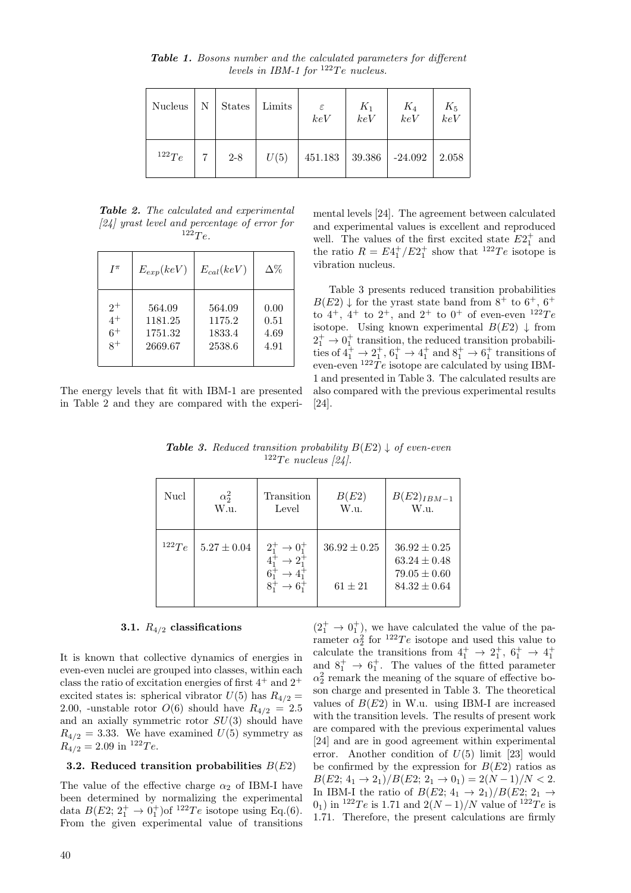***Table 1.*** *Bosons number and the calculated parameters for different levels in IBM-1 for $^{122}Te$ nucleus.*

| Nucleus | N | States | Limits | $\varepsilon$ $keV$ | $K_1$ $keV$ | $K_4$ $keV$ | $K_5$ $keV$ |
|---|---|---|---|---|---|---|---|
| $^{122}Te$ | 7 | 2-8 | $U(5)$ | 451.183 | 39.386 | -24.092 | 2.058 |

***Table 2.*** *The calculated and experimental [24] yrast level and percentage of error for $^{122}Te$.*

| $I^{\pi}$ | $E_{exp}(keV)$ | $E_{cal}(keV)$ | $\Delta\%$ |
|---|---|---|---|
| $2^+$ | 564.09 | 564.09 | 0.00 |
| $4^+$ | 1181.25 | 1175.2 | 0.51 |
| $6^+$ | 1751.32 | 1833.4 | 4.69 |
| $8^+$ | 2669.67 | 2538.6 | 4.91 |

The energy levels that fit with IBM-1 are presented in Table 2 and they are compared with the experimental levels [24]. The agreement between calculated and experimental values is excellent and reproduced well. The values of the first excited state $E2_1^+$ and the ratio $R = E4_1^+/E2_1^+$ show that $^{122}Te$ isotope is vibration nucleus.

Table 3 presents reduced transition probabilities $B(E2)\downarrow$ for the yrast state band from $8^+$ to $6^+$, $6^+$ to $4^+$, $4^+$ to $2^+$, and $2^+$ to $0^+$ of even-even $^{122}Te$ isotope. Using known experimental $B(E2)\downarrow$ from $2_1^+ \to 0_1^+$ transition, the reduced transition probabilities of $4_1^+ \to 2_1^+$, $6_1^+ \to 4_1^+$ and $8_1^+ \to 6_1^+$ transitions of even-even $^{122}Te$ isotope are calculated by using IBM-1 and presented in Table 3. The calculated results are also compared with the previous experimental results [24].

***Table 3.*** *Reduced transition probability $B(E2)\downarrow$ of even-even $^{122}Te$ nucleus [24].*

| Nucl | $\alpha_2^2$ W.u. | Transition Level | $B(E2)$ W.u. | $B(E2)_{IBM-1}$ W.u. |
|---|---|---|---|---|
| $^{122}Te$ | $5.27 \pm 0.04$ | $2_1^+ \to 0_1^+$ | $36.92 \pm 0.25$ | $36.92 \pm 0.25$ |
| | | $4_1^+ \to 2_1^+$ | | $63.24 \pm 0.48$ |
| | | $6_1^+ \to 4_1^+$ | | $79.05 \pm 0.60$ |
| | | $8_1^+ \to 6_1^+$ | $61 \pm 21$ | $84.32 \pm 0.64$ |

### 3.1. $R_{4/2}$ classifications

It is known that collective dynamics of energies in even-even nuclei are grouped into classes, within each class the ratio of excitation energies of first $4^+$ and $2^+$ excited states is: spherical vibrator $U(5)$ has $R_{4/2} = 2.00$, -unstable rotor $O(6)$ should have $R_{4/2} = 2.5$ and an axially symmetric rotor $SU(3)$ should have $R_{4/2} = 3.33$. We have examined $U(5)$ symmetry as $R_{4/2} = 2.09$ in $^{122}Te$.

### 3.2. Reduced transition probabilities $B(E2)$

The value of the effective charge $\alpha_2$ of IBM-I have been determined by normalizing the experimental data $B(E2; 2_1^+ \to 0_1^+)$of $^{122}Te$ isotope using Eq.(6). From the given experimental value of transitions $(2_1^+ \to 0_1^+)$, we have calculated the value of the parameter $\alpha_2^2$ for $^{122}Te$ isotope and used this value to calculate the transitions from $4_1^+ \to 2_1^+$, $6_1^+ \to 4_1^+$ and $8_1^+ \to 6_1^+$. The values of the fitted parameter $\alpha_2^2$ remark the meaning of the square of effective boson charge and presented in Table 3. The theoretical values of $B(E2)$ in W.u. using IBM-I are increased with the transition levels. The results of present work are compared with the previous experimental values [24] and are in good agreement within experimental error. Another condition of $U(5)$ limit [23] would be confirmed by the expression for $B(E2)$ ratios as $B(E2; 4_1 \to 2_1)/B(E2; 2_1 \to 0_1) = 2(N-1)/N < 2$. In IBM-I the ratio of $B(E2; 4_1 \to 2_1)/B(E2; 2_1 \to 0_1)$ in $^{122}Te$ is 1.71 and $2(N-1)/N$ value of $^{122}Te$ is 1.71. Therefore, the present calculations are firmly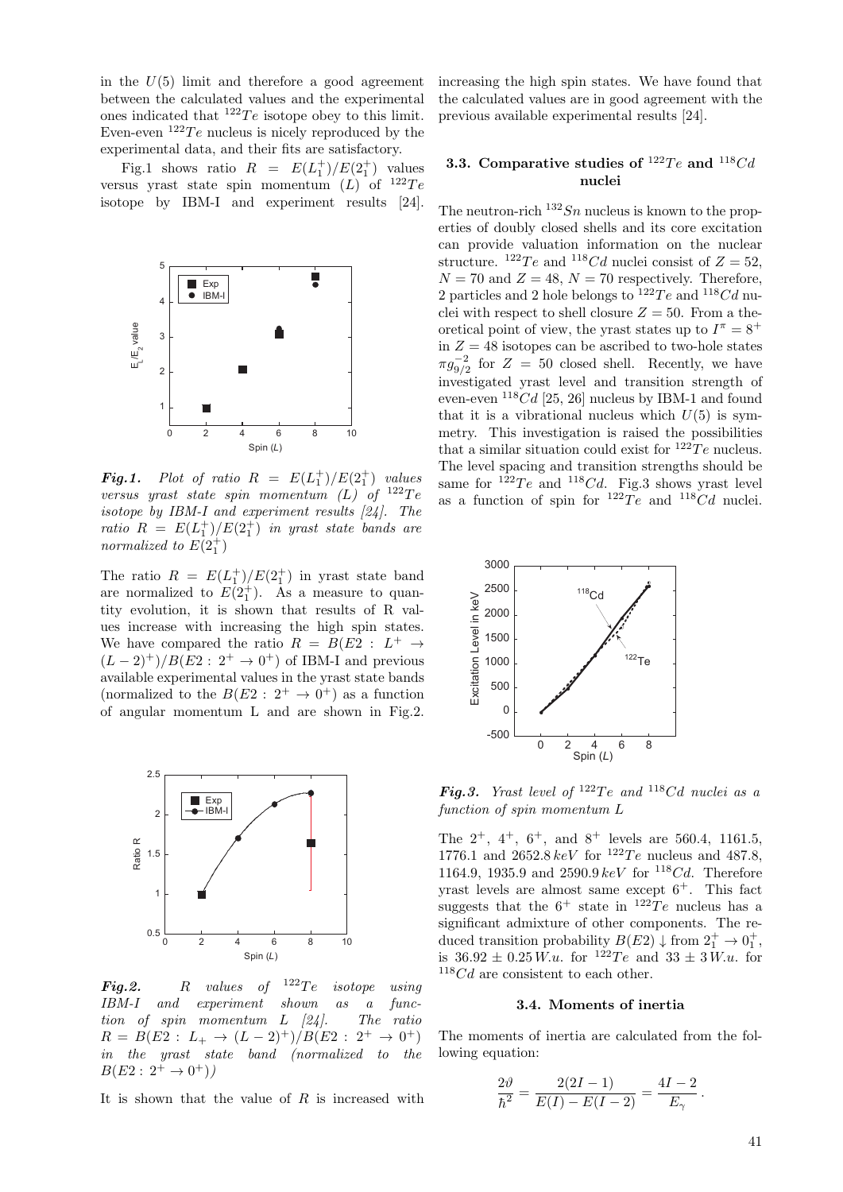in the $U(5)$ limit and therefore a good agreement between the calculated values and the experimental ones indicated that $^{122}Te$ isotope obey to this limit. Even-even $^{122}Te$ nucleus is nicely reproduced by the experimental data, and their fits are satisfactory.

Fig.1 shows ratio $R = E(L_1^+)/E(2_1^+)$ values versus yrast state spin momentum ($L$) of $^{122}Te$ isotope by IBM-I and experiment results [24].

***Fig.1.*** *Plot of ratio $R = E(L_1^+)/E(2_1^+)$ values versus yrast state spin momentum ($L$) of $^{122}Te$ isotope by IBM-I and experiment results [24]. The ratio $R = E(L_1^+)/E(2_1^+)$ in yrast state bands are normalized to $E(2_1^+)$*

The ratio $R = E(L_1^+)/E(2_1^+)$ in yrast state band are normalized to $E(2_1^+)$. As a measure to quantity evolution, it is shown that results of R values increase with increasing the high spin states. We have compared the ratio $R = B(E2 : L^+ \rightarrow (L-2)^+)/B(E2 : 2^+ \rightarrow 0^+)$ of IBM-I and previous available experimental values in the yrast state bands (normalized to the $B(E2 : 2^+ \rightarrow 0^+)$ as a function of angular momentum L and are shown in Fig.2.

***Fig.2.*** *R values of $^{122}Te$ isotope using IBM-I and experiment shown as a function of spin momentum L [24]. The ratio $R = B(E2 : L_+ \rightarrow (L-2)^+)/B(E2 : 2^+ \rightarrow 0^+)$ in the yrast state band (normalized to the $B(E2 : 2^+ \rightarrow 0^+)$)*

It is shown that the value of $R$ is increased with increasing the high spin states. We have found that the calculated values are in good agreement with the previous available experimental results [24].

### 3.3. Comparative studies of $^{122}Te$ and $^{118}Cd$ nuclei

The neutron-rich $^{132}Sn$ nucleus is known to the properties of doubly closed shells and its core excitation can provide valuation information on the nuclear structure. $^{122}Te$ and $^{118}Cd$ nuclei consist of $Z = 52$, $N = 70$ and $Z = 48$, $N = 70$ respectively. Therefore, 2 particles and 2 hole belongs to $^{122}Te$ and $^{118}Cd$ nuclei with respect to shell closure $Z = 50$. From a theoretical point of view, the yrast states up to $I^\pi = 8^+$ in $Z = 48$ isotopes can be ascribed to two-hole states $\pi g_{9/2}^{-2}$ for $Z = 50$ closed shell. Recently, we have investigated yrast level and transition strength of even-even $^{118}Cd$ [25, 26] nucleus by IBM-1 and found that it is a vibrational nucleus which $U(5)$ is symmetry. This investigation is raised the possibilities that a similar situation could exist for $^{122}Te$ nucleus. The level spacing and transition strengths should be same for $^{122}Te$ and $^{118}Cd$. Fig.3 shows yrast level as a function of spin for $^{122}Te$ and $^{118}Cd$ nuclei.

***Fig.3.*** *Yrast level of $^{122}Te$ and $^{118}Cd$ nuclei as a function of spin momentum L*

The $2^+$, $4^+$, $6^+$, and $8^+$ levels are 560.4, 1161.5, 1776.1 and 2652.8 $keV$ for $^{122}Te$ nucleus and 487.8, 1164.9, 1935.9 and 2590.9 $keV$ for $^{118}Cd$. Therefore yrast levels are almost same except $6^+$. This fact suggests that the $6^+$ state in $^{122}Te$ nucleus has a significant admixture of other components. The reduced transition probability $B(E2) \downarrow$ from $2_1^+ \rightarrow 0_1^+$, is $36.92 \pm 0.25\, W.u.$ for $^{122}Te$ and $33 \pm 3\, W.u.$ for $^{118}Cd$ are consistent to each other.

### 3.4. Moments of inertia

The moments of inertia are calculated from the following equation:

$$\frac{2\vartheta}{\hbar^2} = \frac{2(2I-1)}{E(I) - E(I-2)} = \frac{4I-2}{E_\gamma}\,.$$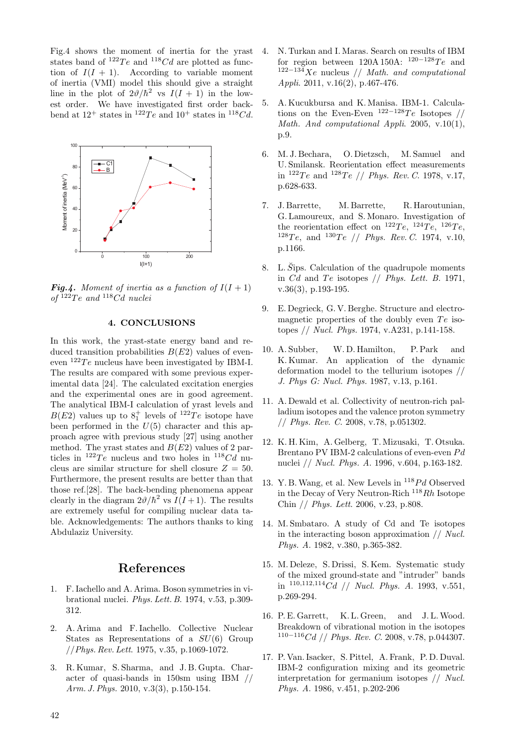Fig.4 shows the moment of inertia for the yrast states band of $^{122}Te$ and $^{118}Cd$ are plotted as function of $I(I+1)$. According to variable moment of inertia (VMI) model this should give a straight line in the plot of $2\vartheta/\hbar^2$ vs $I(I+1)$ in the lowest order. We have investigated first order backbend at $12^+$ states in $^{122}Te$ and $10^+$ states in $^{118}Cd$.

***Fig.4.*** *Moment of inertia as a function of $I(I+1)$ of $^{122}Te$ and $^{118}Cd$ nuclei*

### 4. CONCLUSIONS

In this work, the yrast-state energy band and reduced transition probabilities $B(E2)$ values of even-even $^{122}Te$ nucleus have been investigated by IBM-I. The results are compared with some previous experimental data [24]. The calculated excitation energies and the experimental ones are in good agreement. The analytical IBM-I calculation of yrast levels and $B(E2)$ values up to $8_1^+$ levels of $^{122}Te$ isotope have been performed in the $U(5)$ character and this approach agree with previous study [27] using another method. The yrast states and $B(E2)$ values of 2 particles in $^{122}Te$ nucleus and two holes in $^{118}Cd$ nucleus are similar structure for shell closure $Z = 50$. Furthermore, the present results are better than that those ref.[28]. The back-bending phenomena appear clearly in the diagram $2\vartheta/\hbar^2$ vs $I(I+1)$. The results are extremely useful for compiling nuclear data table. Acknowledgements: The authors thanks to king Abdulaziz University.

## References

1. F. Iachello and A. Arima. Boson symmetries in vibrational nuclei. *Phys. Lett. B.* 1974, v.53, p.309-312.
2. A. Arima and F. Iachello. Collective Nuclear States as Representations of a $SU(6)$ Group //*Phys. Rev. Lett*. 1975, v.35, p.1069-1072.
3. R. Kumar, S. Sharma, and J. B. Gupta. Character of quasi-bands in 150sm using IBM // *Arm. J. Phys.* 2010, v.3(3), p.150-154.
4. N. Turkan and I. Maras. Search on results of IBM for region between 120A 150A: $^{120-128}Te$ and $^{122-134}Xe$ nucleus // *Math. and computational Appli.* 2011, v.16(2), p.467-476.
5. A. Kucukbursa and K. Manisa. IBM-1. Calculations on the Even-Even $^{122-128}Te$ Isotopes // *Math. And computational Appli.* 2005, v.10(1), p.9.
6. M. J. Bechara, O. Dietzsch, M. Samuel and U. Smilansk. Reorientation effect measurements in $^{122}Te$ and $^{128}Te$ // *Phys. Rev. C.* 1978, v.17, p.628-633.
7. J. Barrette, M. Barrette, R. Haroutunian, G. Lamoureux, and S. Monaro. Investigation of the reorientation effect on $^{122}Te$, $^{124}Te$, $^{126}Te$, $^{128}Te$, and $^{130}Te$ // *Phys. Rev. C.* 1974, v.10, p.1166.
8. L. Šips. Calculation of the quadrupole moments in *Cd* and *Te* isotopes // *Phys. Lett. B.* 1971, v.36(3), p.193-195.
9. E. Degrieck, G. V. Berghe. Structure and electromagnetic properties of the doubly even *Te* isotopes // *Nucl. Phys.* 1974, v.A231, p.141-158.
10. A. Subber, W. D. Hamilton, P. Park and K. Kumar. An application of the dynamic deformation model to the tellurium isotopes // *J. Phys G: Nucl. Phys.* 1987, v.13, p.161.
11. A. Dewald et al. Collectivity of neutron-rich palladium isotopes and the valence proton symmetry // *Phys. Rev. C.* 2008, v.78, p.051302.
12. K. H. Kim, A. Gelberg, T. Mizusaki, T. Otsuka. Brentano PV IBM-2 calculations of even-even *Pd* nuclei // *Nucl. Phys. A.* 1996, v.604, p.163-182.
13. Y. B. Wang, et al. New Levels in $^{118}Pd$ Observed in the Decay of Very Neutron-Rich $^{118}Rh$ Isotope Chin // *Phys. Lett.* 2006, v.23, p.808.
14. M. Smbataro. A study of Cd and Te isotopes in the interacting boson approximation // *Nucl. Phys. A.* 1982, v.380, p.365-382.
15. M. Deleze, S. Drissi, S. Kem. Systematic study of the mixed ground-state and "intruder" bands in $^{110,112,114}Cd$ // *Nucl. Phys. A.* 1993, v.551, p.269-294.
16. P. E. Garrett, K. L. Green, and J. L. Wood. Breakdown of vibrational motion in the isotopes $^{110-116}Cd$ // *Phys. Rev. C.* 2008, v.78, p.044307.
17. P. Van. Isacker, S. Pittel, A. Frank, P. D. Duval. IBM-2 configuration mixing and its geometric interpretation for germanium isotopes // *Nucl. Phys. A.* 1986, v.451, p.202-206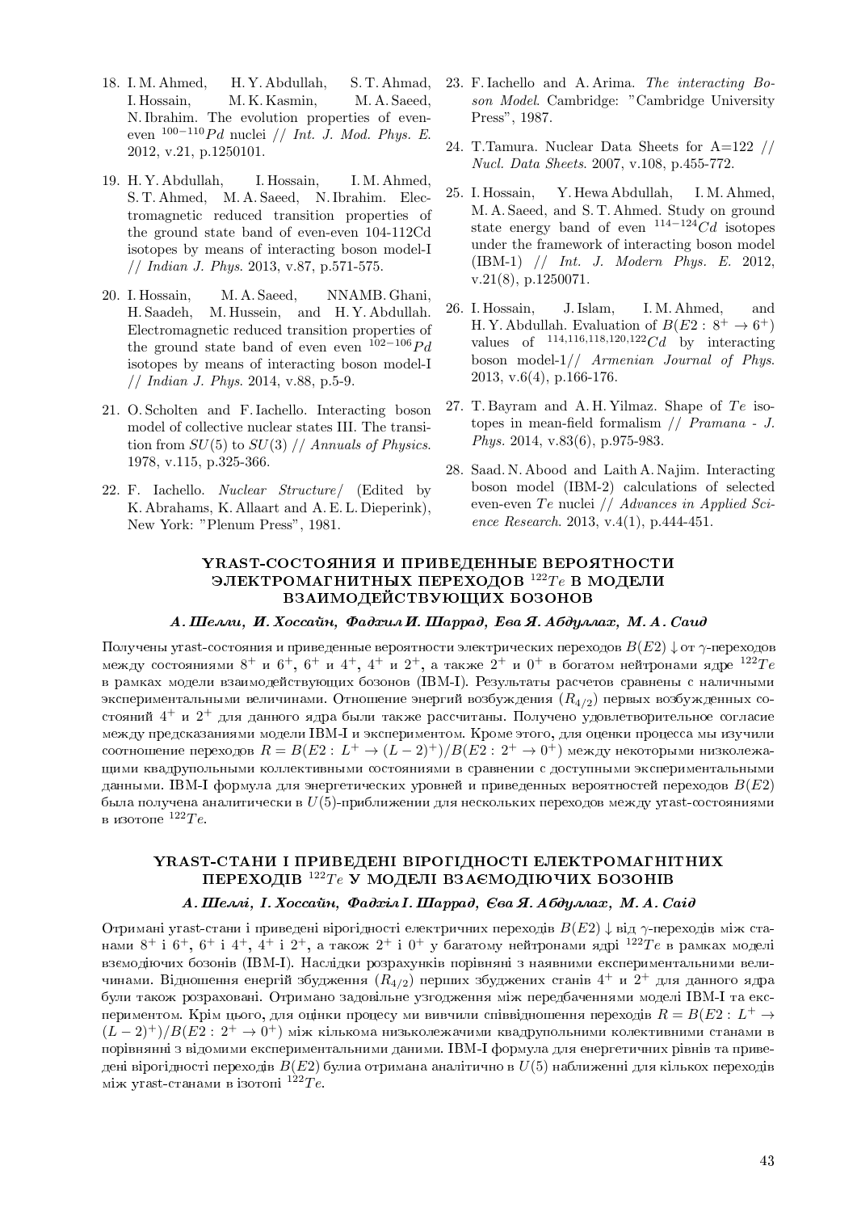18. I. M. Ahmed, H. Y. Abdullah, S. T. Ahmad, I. Hossain, M. K. Kasmin, M. A. Saeed, N. Ibrahim. The evolution properties of even-even $^{100-110}Pd$ nuclei // *Int. J. Mod. Phys. E.* 2012, v.21, p.1250101.

19. H. Y. Abdullah, I. Hossain, I. M. Ahmed, S. T. Ahmed, M. A. Saeed, N. Ibrahim. Electromagnetic reduced transition properties of the ground state band of even-even 104-112Cd isotopes by means of interacting boson model-I // *Indian J. Phys.* 2013, v.87, p.571-575.

20. I. Hossain, M. A. Saeed, NNAMB. Ghani, H. Saadeh, M. Hussein, and H. Y. Abdullah. Electromagnetic reduced transition properties of the ground state band of even even $^{102-106}Pd$ isotopes by means of interacting boson model-I // *Indian J. Phys.* 2014, v.88, p.5-9.

21. O. Scholten and F. Iachello. Interacting boson model of collective nuclear states III. The transition from $SU(5)$ to $SU(3)$ // *Annuals of Physics.* 1978, v.115, p.325-366.

22. F. Iachello. *Nuclear Structure*/ (Edited by K. Abrahams, K. Allaart and A. E. L. Dieperink), New York: "Plenum Press", 1981.

23. F. Iachello and A. Arima. *The interacting Boson Model*. Cambridge: "Cambridge University Press", 1987.

24. T.Tamura. Nuclear Data Sheets for A=122 // *Nucl. Data Sheets.* 2007, v.108, p.455-772.

25. I. Hossain, Y. Hewa Abdullah, I. M. Ahmed, M. A. Saeed, and S. T. Ahmed. Study on ground state energy band of even $^{114-124}Cd$ isotopes under the framework of interacting boson model (IBM-1) // *Int. J. Modern Phys. E.* 2012, v.21(8), p.1250071.

26. I. Hossain, J. Islam, I. M. Ahmed, and H. Y. Abdullah. Evaluation of $B(E2: 8^+ \to 6^+)$ values of $^{114,116,118,120,122}Cd$ by interacting boson model-1// *Armenian Journal of Phys.* 2013, v.6(4), p.166-176.

27. T. Bayram and A. H. Yilmaz. Shape of $Te$ isotopes in mean-field formalism // *Pramana - J. Phys.* 2014, v.83(6), p.975-983.

28. Saad. N. Abood and Laith A. Najim. Interacting boson model (IBM-2) calculations of selected even-even $Te$ nuclei // *Advances in Applied Science Research.* 2013, v.4(1), p.444-451.

## YRAST-СОСТОЯНИЯ И ПРИВЕДЕННЫЕ ВЕРОЯТНОСТИ ЭЛЕКТРОМАГНИТНЫХ ПЕРЕХОДОВ $^{122}Te$ В МОДЕЛИ ВЗАИМОДЕЙСТВУЮЩИХ БОЗОНОВ

***А. Шелли, И. Хоссайн, Фадхил И. Шаррад, Ева Я. Абдуллах, М. А. Саид***

Получены yrast-состояния и приведенные вероятности электрических переходов $B(E2)\downarrow$ от $\gamma$-переходов между состояниями $8^+$ и $6^+$, $6^+$ и $4^+$, $4^+$ и $2^+$, а также $2^+$ и $0^+$ в богатом нейтронами ядре $^{122}Te$ в рамках модели взаимодействующих бозонов (IBM-I). Результаты расчетов сравнены с наличными экспериментальными величинами. Отношение энергий возбуждения ($R_{4/2}$) первых возбужденных состояний $4^+$ и $2^+$ для данного ядра были также рассчитаны. Получено удовлетворительное согласие между предсказаниями модели IBM-I и экспериментом. Кроме этого, для оценки процесса мы изучили соотношение переходов $R = B(E2: L^+ \to (L-2)^+)/B(E2: 2^+ \to 0^+)$ между некоторыми низколежащими квадрупольными коллективными состояниями в сравнении с доступными экспериментальными данными. IBM-I формула для энергетических уровней и приведенных вероятностей переходов $B(E2)$ была получена аналитически в $U(5)$-приближении для нескольких переходов между yrast-состояниями в изотопе $^{122}Te$.

## YRAST-СТАНИ І ПРИВЕДЕНІ ВІРОГІДНОСТІ ЕЛЕКТРОМАГНІТНИХ ПЕРЕХОДІВ $^{122}Te$ У МОДЕЛІ ВЗАЄМОДІЮЧИХ БОЗОНІВ

***А. Шеллі, І. Хоссайн, Фадхіл І. Шаррад, Єва Я. Абдуллах, М. А. Саід***

Отримані yrast-стани і приведені вірогідності електричних переходів $B(E2)\downarrow$ від $\gamma$-переходів між станами $8^+$ і $6^+$, $6^+$ і $4^+$, $4^+$ і $2^+$, а також $2^+$ і $0^+$ у багатому нейтронами ядрі $^{122}Te$ в рамках моделі взаємодіючих бозонів (IBM-I). Наслідки розрахунків порівняні з наявними експериментальними величинами. Відношення енергій збудження ($R_{4/2}$) перших збуджених станів $4^+$ и $2^+$ для даного ядра були також розраховані. Отримано задовільне узгодження між передбаченнями моделі IBM-I та експериментом. Крім цього, для оцінки процесу ми вивчили співвідношення переходів $R = B(E2: L^+ \to (L-2)^+)/B(E2: 2^+ \to 0^+)$ між кількома низьколежачими квадрупольними колективними станами в порівнянні з відомими експериментальними даними. IBM-I формула для енергетичних рівнів та приведені вірогідності переходів $B(E2)$ булиа отримана аналітично в $U(5)$ наближенні для кількох переходів між yrast-станами в ізотопі $^{122}Te$.